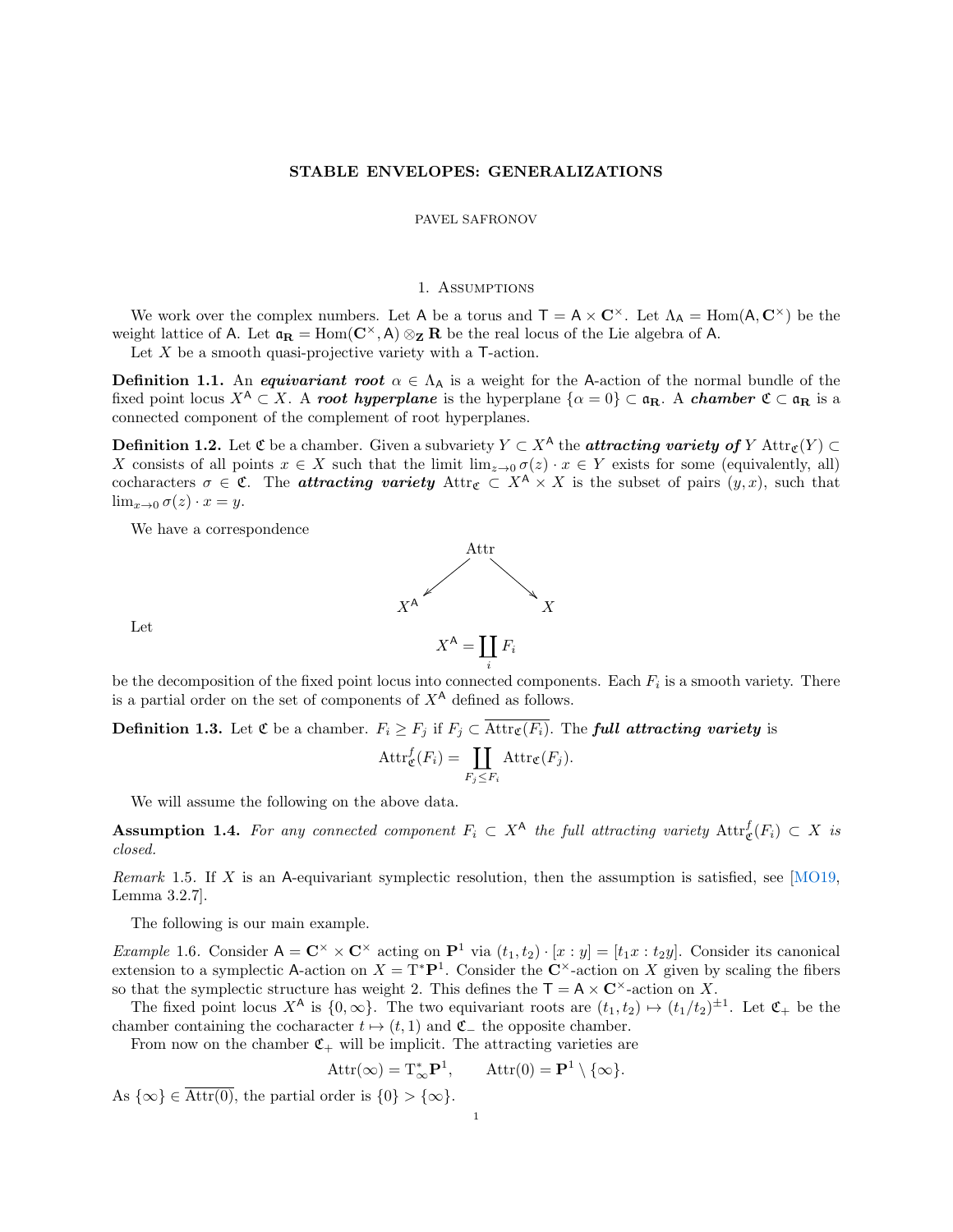# STABLE ENVELOPES: GENERALIZATIONS

PAVEL SAFRONOV

## 1. Assumptions

We work over the complex numbers. Let $\mathsf{A}$ be a torus and $\mathsf{T} = \mathsf{A} \times \mathbf{C}^\times$. Let $\Lambda_\mathsf{A} = \mathrm{Hom}(\mathsf{A}, \mathbf{C}^\times)$ be the weight lattice of $\mathsf{A}$. Let $\mathfrak{a}_\mathbf{R} = \mathrm{Hom}(\mathbf{C}^\times, \mathsf{A}) \otimes_\mathbf{Z} \mathbf{R}$ be the real locus of the Lie algebra of $\mathsf{A}$.

Let $X$ be a smooth quasi-projective variety with a $\mathsf{T}$-action.

**Definition 1.1.** An ***equivariant root*** $\alpha \in \Lambda_\mathsf{A}$ is a weight for the $\mathsf{A}$-action of the normal bundle of the fixed point locus $X^\mathsf{A} \subset X$. A ***root hyperplane*** is the hyperplane $\{\alpha = 0\} \subset \mathfrak{a}_\mathbf{R}$. A ***chamber*** $\mathfrak{C} \subset \mathfrak{a}_\mathbf{R}$ is a connected component of the complement of root hyperplanes.

**Definition 1.2.** Let $\mathfrak{C}$ be a chamber. Given a subvariety $Y \subset X^\mathsf{A}$ the ***attracting variety of*** $Y$ $\mathrm{Attr}_\mathfrak{C}(Y) \subset X$ consists of all points $x \in X$ such that the limit $\lim_{z\to 0} \sigma(z) \cdot x \in Y$ exists for some (equivalently, all) cocharacters $\sigma \in \mathfrak{C}$. The ***attracting variety*** $\mathrm{Attr}_\mathfrak{C} \subset X^\mathsf{A} \times X$ is the subset of pairs $(y, x)$, such that $\lim_{x\to 0} \sigma(z) \cdot x = y$.

We have a correspondence

$$
\begin{array}{ccc}
 & \mathrm{Attr} & \\
\swarrow & & \searrow \\
X^\mathsf{A} & & X
\end{array}
$$

Let

$$X^\mathsf{A} = \coprod_i F_i$$

be the decomposition of the fixed point locus into connected components. Each $F_i$ is a smooth variety. There is a partial order on the set of components of $X^\mathsf{A}$ defined as follows.

**Definition 1.3.** Let $\mathfrak{C}$ be a chamber. $F_i \geq F_j$ if $F_j \subset \overline{\mathrm{Attr}_\mathfrak{C}(F_i)}$. The ***full attracting variety*** is

$$\mathrm{Attr}^f_\mathfrak{C}(F_i) = \coprod_{F_j \leq F_i} \mathrm{Attr}_\mathfrak{C}(F_j).$$

We will assume the following on the above data.

**Assumption 1.4.** *For any connected component $F_i \subset X^\mathsf{A}$ the full attracting variety $\mathrm{Attr}^f_\mathfrak{C}(F_i) \subset X$ is closed.*

*Remark* 1.5. If $X$ is an $\mathsf{A}$-equivariant symplectic resolution, then the assumption is satisfied, see [MO19, Lemma 3.2.7].

The following is our main example.

*Example* 1.6. Consider $\mathsf{A} = \mathbf{C}^\times \times \mathbf{C}^\times$ acting on $\mathbf{P}^1$ via $(t_1, t_2) \cdot [x : y] = [t_1 x : t_2 y]$. Consider its canonical extension to a symplectic $\mathsf{A}$-action on $X = \mathrm{T}^*\mathbf{P}^1$. Consider the $\mathbf{C}^\times$-action on $X$ given by scaling the fibers so that the symplectic structure has weight 2. This defines the $\mathsf{T} = \mathsf{A} \times \mathbf{C}^\times$-action on $X$.

The fixed point locus $X^\mathsf{A}$ is $\{0, \infty\}$. The two equivariant roots are $(t_1, t_2) \mapsto (t_1/t_2)^{\pm 1}$. Let $\mathfrak{C}_+$ be the chamber containing the cocharacter $t \mapsto (t, 1)$ and $\mathfrak{C}_-$ the opposite chamber.

From now on the chamber $\mathfrak{C}_+$ will be implicit. The attracting varieties are

$$\mathrm{Attr}(\infty) = \mathrm{T}^*_\infty \mathbf{P}^1, \qquad \mathrm{Attr}(0) = \mathbf{P}^1 \setminus \{\infty\}.$$

As $\{\infty\} \in \overline{\mathrm{Attr}(0)}$, the partial order is $\{0\} > \{\infty\}$.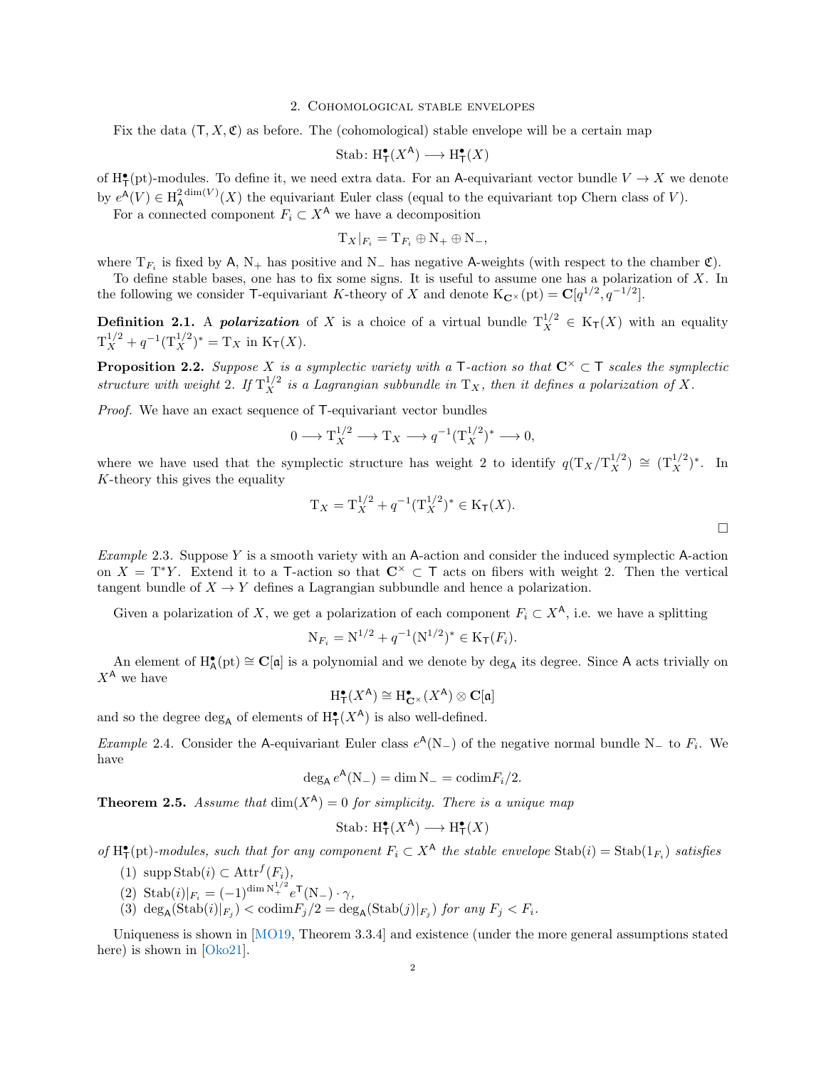## 2. Cohomological stable envelopes

Fix the data $(\mathsf{T}, X, \mathfrak{C})$ as before. The (cohomological) stable envelope will be a certain map

$$\mathrm{Stab}\colon \mathrm{H}^\bullet_{\mathsf{T}}(X^{\mathsf{A}}) \longrightarrow \mathrm{H}^\bullet_{\mathsf{T}}(X)$$

of $\mathrm{H}^\bullet_{\mathsf{T}}(\mathrm{pt})$-modules. To define it, we need extra data. For an $\mathsf{A}$-equivariant vector bundle $V \to X$ we denote by $e^{\mathsf{A}}(V) \in \mathrm{H}^{2\dim(V)}_{\mathsf{A}}(X)$ the equivariant Euler class (equal to the equivariant top Chern class of $V$).

For a connected component $F_i \subset X^{\mathsf{A}}$ we have a decomposition

$$\mathrm{T}_X|_{F_i} = \mathrm{T}_{F_i} \oplus \mathrm{N}_+ \oplus \mathrm{N}_-,$$

where $\mathrm{T}_{F_i}$ is fixed by $\mathsf{A}$, $\mathrm{N}_+$ has positive and $\mathrm{N}_-$ has negative $\mathsf{A}$-weights (with respect to the chamber $\mathfrak{C}$).

To define stable bases, one has to fix some signs. It is useful to assume one has a polarization of $X$. In the following we consider $\mathsf{T}$-equivariant $K$-theory of $X$ and denote $\mathrm{K}_{\mathbf{C}^\times}(\mathrm{pt}) = \mathbf{C}[q^{1/2}, q^{-1/2}]$.

**Definition 2.1.** A ***polarization*** of $X$ is a choice of a virtual bundle $\mathrm{T}^{1/2}_X \in \mathrm{K}_{\mathsf{T}}(X)$ with an equality $\mathrm{T}^{1/2}_X + q^{-1}(\mathrm{T}^{1/2}_X)^* = \mathrm{T}_X$ in $\mathrm{K}_{\mathsf{T}}(X)$.

**Proposition 2.2.** *Suppose $X$ is a symplectic variety with a $\mathsf{T}$-action so that $\mathbf{C}^\times \subset \mathsf{T}$ scales the symplectic structure with weight 2. If $\mathrm{T}^{1/2}_X$ is a Lagrangian subbundle in $\mathrm{T}_X$, then it defines a polarization of $X$.*

*Proof.* We have an exact sequence of $\mathsf{T}$-equivariant vector bundles

$$0 \longrightarrow \mathrm{T}^{1/2}_X \longrightarrow \mathrm{T}_X \longrightarrow q^{-1}(\mathrm{T}^{1/2}_X)^* \longrightarrow 0,$$

where we have used that the symplectic structure has weight 2 to identify $q(\mathrm{T}_X/\mathrm{T}^{1/2}_X) \cong (\mathrm{T}^{1/2}_X)^*$. In $K$-theory this gives the equality

$$\mathrm{T}_X = \mathrm{T}^{1/2}_X + q^{-1}(\mathrm{T}^{1/2}_X)^* \in \mathrm{K}_{\mathsf{T}}(X).$$

□

*Example* 2.3. Suppose $Y$ is a smooth variety with an $\mathsf{A}$-action and consider the induced symplectic $\mathsf{A}$-action on $X = \mathrm{T}^*Y$. Extend it to a $\mathsf{T}$-action so that $\mathbf{C}^\times \subset \mathsf{T}$ acts on fibers with weight 2. Then the vertical tangent bundle of $X \to Y$ defines a Lagrangian subbundle and hence a polarization.

Given a polarization of $X$, we get a polarization of each component $F_i \subset X^{\mathsf{A}}$, i.e. we have a splitting

$$\mathrm{N}_{F_i} = \mathrm{N}^{1/2} + q^{-1}(\mathrm{N}^{1/2})^* \in \mathrm{K}_{\mathsf{T}}(F_i).$$

An element of $\mathrm{H}^\bullet_{\mathsf{A}}(\mathrm{pt}) \cong \mathbf{C}[\mathfrak{a}]$ is a polynomial and we denote by $\deg_{\mathsf{A}}$ its degree. Since $\mathsf{A}$ acts trivially on $X^{\mathsf{A}}$ we have

$$\mathrm{H}^\bullet_{\mathsf{T}}(X^{\mathsf{A}}) \cong \mathrm{H}^\bullet_{\mathbf{C}^\times}(X^{\mathsf{A}}) \otimes \mathbf{C}[\mathfrak{a}]$$

and so the degree $\deg_{\mathsf{A}}$ of elements of $\mathrm{H}^\bullet_{\mathsf{T}}(X^{\mathsf{A}})$ is also well-defined.

*Example* 2.4. Consider the $\mathsf{A}$-equivariant Euler class $e^{\mathsf{A}}(\mathrm{N}_-)$ of the negative normal bundle $\mathrm{N}_-$ to $F_i$. We have

$$\deg_{\mathsf{A}} e^{\mathsf{A}}(\mathrm{N}_-) = \dim \mathrm{N}_- = \mathrm{codim} F_i/2.$$

**Theorem 2.5.** *Assume that $\dim(X^{\mathsf{A}}) = 0$ for simplicity. There is a unique map*

$$\mathrm{Stab}\colon \mathrm{H}^\bullet_{\mathsf{T}}(X^{\mathsf{A}}) \longrightarrow \mathrm{H}^\bullet_{\mathsf{T}}(X)$$

*of $\mathrm{H}^\bullet_{\mathsf{T}}(\mathrm{pt})$-modules, such that for any component $F_i \subset X^{\mathsf{A}}$ the stable envelope $\mathrm{Stab}(i) = \mathrm{Stab}(1_{F_i})$ satisfies*

1. $\mathrm{supp}\,\mathrm{Stab}(i) \subset \mathrm{Attr}^f(F_i)$,
2. $\mathrm{Stab}(i)|_{F_i} = (-1)^{\dim \mathrm{N}^{1/2}_+} e^{\mathsf{T}}(\mathrm{N}_-) \cdot \gamma$,
3. $\deg_{\mathsf{A}}(\mathrm{Stab}(i)|_{F_j}) < \mathrm{codim} F_j/2 = \deg_{\mathsf{A}}(\mathrm{Stab}(j)|_{F_j})$ *for any* $F_j < F_i$.

Uniqueness is shown in [MO19, Theorem 3.3.4] and existence (under the more general assumptions stated here) is shown in [Oko21].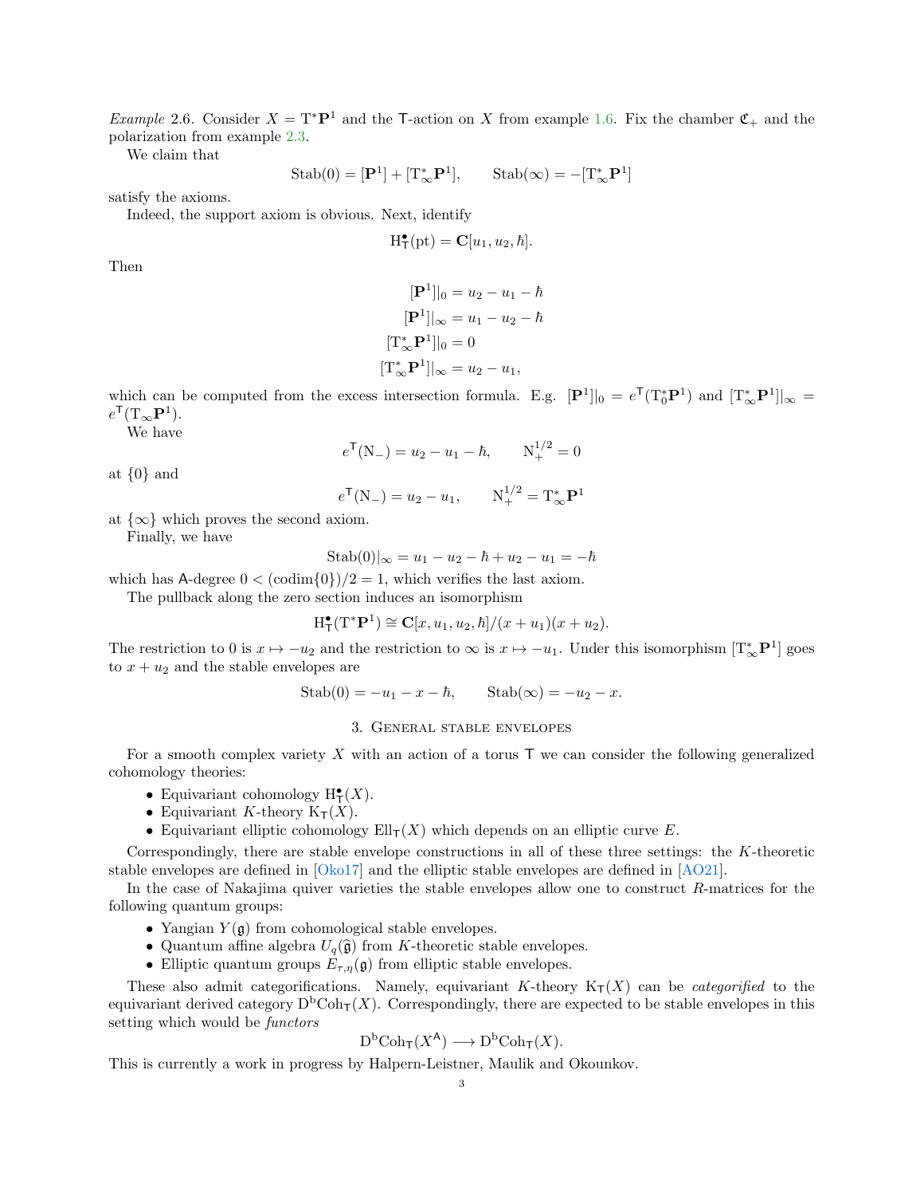*Example* 2.6. Consider $X = \mathrm{T}^*\mathbf{P}^1$ and the $\mathsf{T}$-action on $X$ from example 1.6. Fix the chamber $\mathfrak{C}_+$ and the polarization from example 2.3.

We claim that

$$\mathrm{Stab}(0) = [\mathbf{P}^1] + [\mathrm{T}^*_\infty \mathbf{P}^1], \qquad \mathrm{Stab}(\infty) = -[\mathrm{T}^*_\infty \mathbf{P}^1]$$

satisfy the axioms.

Indeed, the support axiom is obvious. Next, identify

$$\mathrm{H}^\bullet_\mathsf{T}(\mathrm{pt}) = \mathbf{C}[u_1, u_2, \hbar].$$

Then

$$\begin{aligned}
[\mathbf{P}^1]|_0 &= u_2 - u_1 - \hbar \\
[\mathbf{P}^1]|_\infty &= u_1 - u_2 - \hbar \\
[\mathrm{T}^*_\infty \mathbf{P}^1]|_0 &= 0 \\
[\mathrm{T}^*_\infty \mathbf{P}^1]|_\infty &= u_2 - u_1,
\end{aligned}$$

which can be computed from the excess intersection formula. E.g. $[\mathbf{P}^1]|_0 = e^\mathsf{T}(\mathrm{T}^*_0\mathbf{P}^1)$ and $[\mathrm{T}^*_\infty\mathbf{P}^1]|_\infty = e^\mathsf{T}(\mathrm{T}_\infty \mathbf{P}^1)$.

We have

$$e^\mathsf{T}(\mathrm{N}_-) = u_2 - u_1 - \hbar, \qquad \mathrm{N}_+^{1/2} = 0$$

at $\{0\}$ and

$$e^\mathsf{T}(\mathrm{N}_-) = u_2 - u_1, \qquad \mathrm{N}_+^{1/2} = \mathrm{T}^*_\infty \mathbf{P}^1$$

at $\{\infty\}$ which proves the second axiom.

Finally, we have

$$\mathrm{Stab}(0)|_\infty = u_1 - u_2 - \hbar + u_2 - u_1 = -\hbar$$

which has $\mathsf{A}$-degree $0 < (\mathrm{codim}\{0\})/2 = 1$, which verifies the last axiom.

The pullback along the zero section induces an isomorphism

$$\mathrm{H}^\bullet_\mathsf{T}(\mathrm{T}^*\mathbf{P}^1) \cong \mathbf{C}[x, u_1, u_2, \hbar]/(x + u_1)(x + u_2).$$

The restriction to 0 is $x \mapsto -u_2$ and the restriction to $\infty$ is $x \mapsto -u_1$. Under this isomorphism $[\mathrm{T}^*_\infty \mathbf{P}^1]$ goes to $x + u_2$ and the stable envelopes are

$$\mathrm{Stab}(0) = -u_1 - x - \hbar, \qquad \mathrm{Stab}(\infty) = -u_2 - x.$$

## 3. General stable envelopes

For a smooth complex variety $X$ with an action of a torus $\mathsf{T}$ we can consider the following generalized cohomology theories:

- Equivariant cohomology $\mathrm{H}^\bullet_\mathsf{T}(X)$.
- Equivariant $K$-theory $\mathrm{K}_\mathsf{T}(X)$.
- Equivariant elliptic cohomology $\mathrm{Ell}_\mathsf{T}(X)$ which depends on an elliptic curve $E$.

Correspondingly, there are stable envelope constructions in all of these three settings: the $K$-theoretic stable envelopes are defined in [Oko17] and the elliptic stable envelopes are defined in [AO21].

In the case of Nakajima quiver varieties the stable envelopes allow one to construct $R$-matrices for the following quantum groups:

- Yangian $Y(\mathfrak{g})$ from cohomological stable envelopes.
- Quantum affine algebra $U_q(\widehat{\mathfrak{g}})$ from $K$-theoretic stable envelopes.
- Elliptic quantum groups $E_{\tau,\eta}(\mathfrak{g})$ from elliptic stable envelopes.

These also admit categorifications. Namely, equivariant $K$-theory $\mathrm{K}_\mathsf{T}(X)$ can be *categorified* to the equivariant derived category $\mathrm{D^bCoh}_\mathsf{T}(X)$. Correspondingly, there are expected to be stable envelopes in this setting which would be *functors*

$$\mathrm{D^bCoh}_\mathsf{T}(X^\mathsf{A}) \longrightarrow \mathrm{D^bCoh}_\mathsf{T}(X).$$

This is currently a work in progress by Halpern-Leistner, Maulik and Okounkov.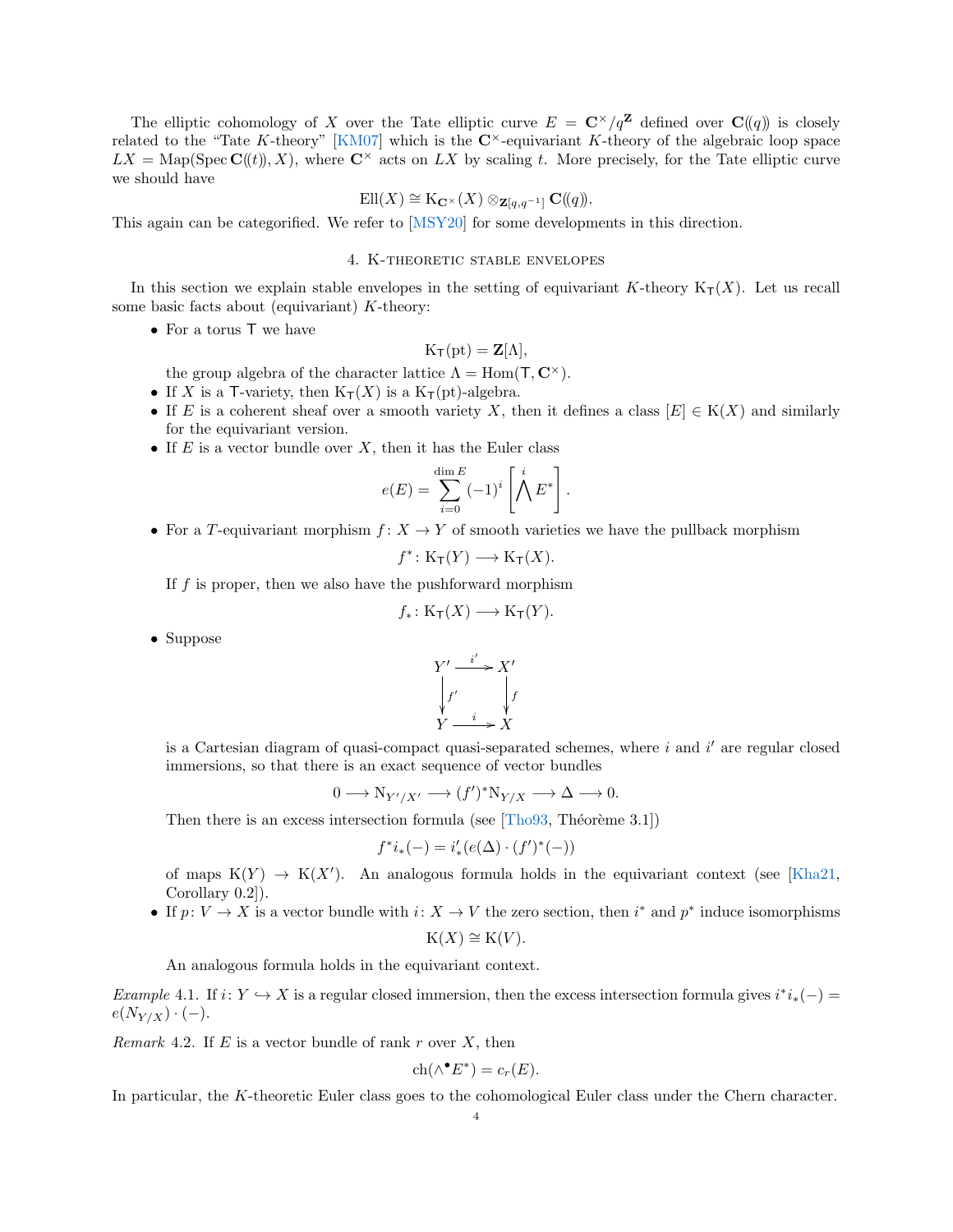The elliptic cohomology of $X$ over the Tate elliptic curve $E = \mathbf{C}^\times/q^{\mathbf{Z}}$ defined over $\mathbf{C}(\!(q)\!)$ is closely related to the "Tate $K$-theory" [KM07] which is the $\mathbf{C}^\times$-equivariant $K$-theory of the algebraic loop space $LX = \mathrm{Map}(\mathrm{Spec}\,\mathbf{C}(\!(t)\!), X)$, where $\mathbf{C}^\times$ acts on $LX$ by scaling $t$. More precisely, for the Tate elliptic curve we should have

$$\mathrm{Ell}(X) \cong \mathrm{K}_{\mathbf{C}^\times}(X) \otimes_{\mathbf{Z}[q,q^{-1}]} \mathbf{C}(\!(q)\!).$$

This again can be categorified. We refer to [MSY20] for some developments in this direction.

## 4. K-theoretic stable envelopes

In this section we explain stable envelopes in the setting of equivariant $K$-theory $\mathrm{K}_{\mathsf{T}}(X)$. Let us recall some basic facts about (equivariant) $K$-theory:

- For a torus $\mathsf{T}$ we have
$$\mathrm{K}_{\mathsf{T}}(\mathrm{pt}) = \mathbf{Z}[\Lambda],$$
the group algebra of the character lattice $\Lambda = \mathrm{Hom}(\mathsf{T}, \mathbf{C}^\times)$.
- If $X$ is a $\mathsf{T}$-variety, then $\mathrm{K}_{\mathsf{T}}(X)$ is a $\mathrm{K}_{\mathsf{T}}(\mathrm{pt})$-algebra.
- If $E$ is a coherent sheaf over a smooth variety $X$, then it defines a class $[E] \in \mathrm{K}(X)$ and similarly for the equivariant version.
- If $E$ is a vector bundle over $X$, then it has the Euler class
$$e(E) = \sum_{i=0}^{\dim E} (-1)^i \left[ \bigwedge^i E^* \right].$$
- For a $T$-equivariant morphism $f\colon X \to Y$ of smooth varieties we have the pullback morphism
$$f^*\colon \mathrm{K}_{\mathsf{T}}(Y) \longrightarrow \mathrm{K}_{\mathsf{T}}(X).$$
If $f$ is proper, then we also have the pushforward morphism
$$f_*\colon \mathrm{K}_{\mathsf{T}}(X) \longrightarrow \mathrm{K}_{\mathsf{T}}(Y).$$
- Suppose
$$\begin{array}{ccc} Y' & \xrightarrow{i'} & X' \\ \big\downarrow{\scriptstyle f'} & & \big\downarrow{\scriptstyle f} \\ Y & \xrightarrow{i} & X \end{array}$$
is a Cartesian diagram of quasi-compact quasi-separated schemes, where $i$ and $i'$ are regular closed immersions, so that there is an exact sequence of vector bundles
$$0 \longrightarrow \mathrm{N}_{Y'/X'} \longrightarrow (f')^*\mathrm{N}_{Y/X} \longrightarrow \Delta \longrightarrow 0.$$
Then there is an excess intersection formula (see [Tho93, Théorème 3.1])
$$f^* i_*(-) = i'_*(e(\Delta) \cdot (f')^*(-))$$
of maps $\mathrm{K}(Y) \to \mathrm{K}(X')$. An analogous formula holds in the equivariant context (see [Kha21, Corollary 0.2]).
- If $p\colon V \to X$ is a vector bundle with $i\colon X \to V$ the zero section, then $i^*$ and $p^*$ induce isomorphisms
$$\mathrm{K}(X) \cong \mathrm{K}(V).$$
An analogous formula holds in the equivariant context.

*Example* 4.1. If $i\colon Y \hookrightarrow X$ is a regular closed immersion, then the excess intersection formula gives $i^* i_*(-) = e(N_{Y/X}) \cdot (-)$.

*Remark* 4.2. If $E$ is a vector bundle of rank $r$ over $X$, then

$$\mathrm{ch}(\wedge^\bullet E^*) = c_r(E).$$

In particular, the $K$-theoretic Euler class goes to the cohomological Euler class under the Chern character.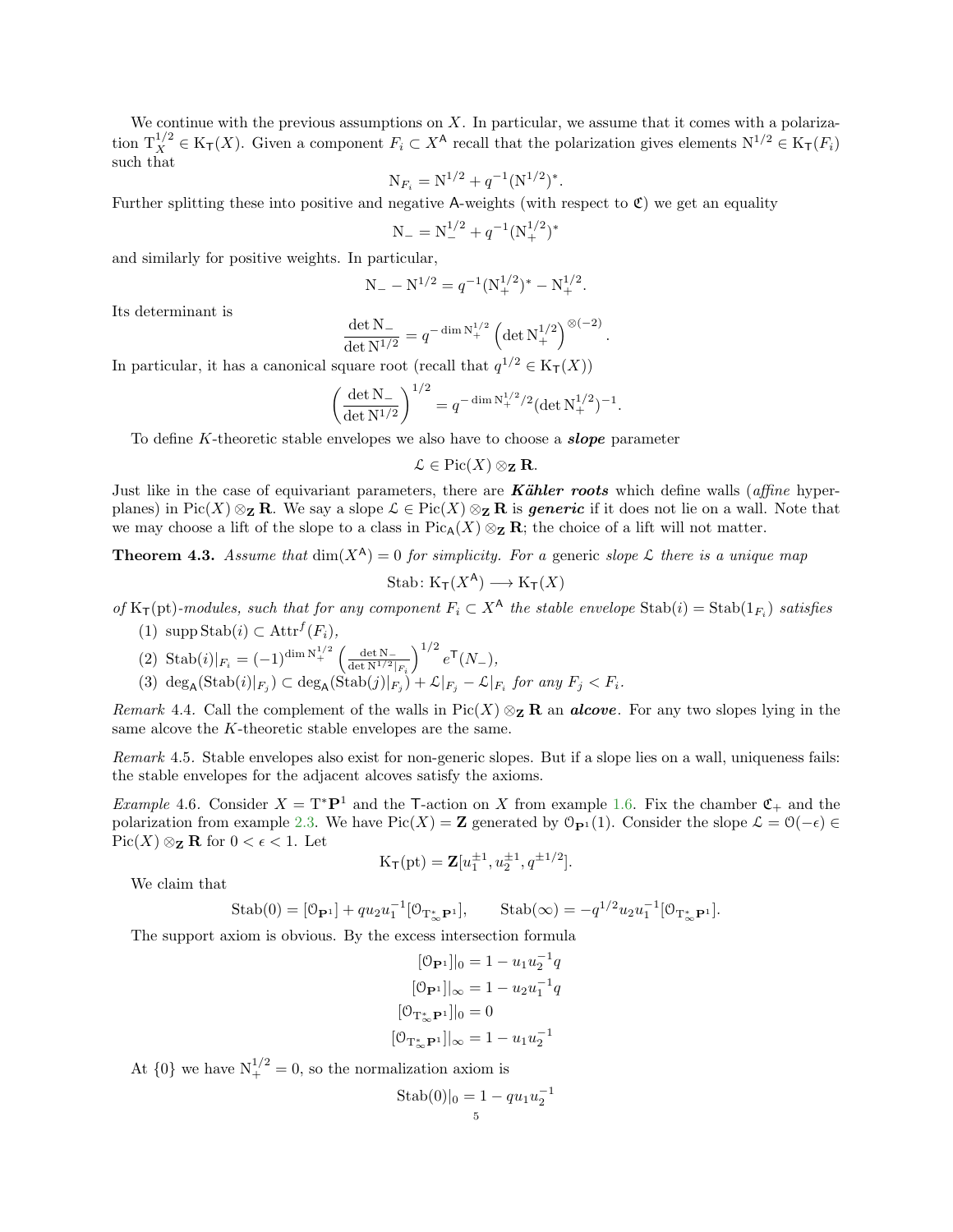We continue with the previous assumptions on $X$. In particular, we assume that it comes with a polarization $\mathrm{T}^{1/2}_X \in \mathrm{K}_{\mathsf{T}}(X)$. Given a component $F_i \subset X^{\mathsf{A}}$ recall that the polarization gives elements $\mathrm{N}^{1/2} \in \mathrm{K}_{\mathsf{T}}(F_i)$ such that

$$\mathrm{N}_{F_i} = \mathrm{N}^{1/2} + q^{-1}(\mathrm{N}^{1/2})^*.$$

Further splitting these into positive and negative $\mathsf{A}$-weights (with respect to $\mathfrak{C}$) we get an equality

$$\mathrm{N}_- = \mathrm{N}^{1/2}_- + q^{-1}(\mathrm{N}^{1/2}_+)^*$$

and similarly for positive weights. In particular,

$$\mathrm{N}_- - \mathrm{N}^{1/2} = q^{-1}(\mathrm{N}^{1/2}_+)^* - \mathrm{N}^{1/2}_+.$$

Its determinant is

$$\frac{\det \mathrm{N}_-}{\det \mathrm{N}^{1/2}} = q^{-\dim \mathrm{N}^{1/2}_+}\left(\det \mathrm{N}^{1/2}_+\right)^{\otimes(-2)}.$$

In particular, it has a canonical square root (recall that $q^{1/2} \in \mathrm{K}_{\mathsf{T}}(X)$)

$$\left(\frac{\det \mathrm{N}_-}{\det \mathrm{N}^{1/2}}\right)^{1/2} = q^{-\dim \mathrm{N}^{1/2}_+/2}(\det \mathrm{N}^{1/2}_+)^{-1}.$$

To define $K$-theoretic stable envelopes we also have to choose a ***slope*** parameter

$$\mathcal{L} \in \mathrm{Pic}(X) \otimes_{\mathbf{Z}} \mathbf{R}.$$

Just like in the case of equivariant parameters, there are ***Kähler roots*** which define walls (*affine* hyperplanes) in $\mathrm{Pic}(X) \otimes_{\mathbf{Z}} \mathbf{R}$. We say a slope $\mathcal{L} \in \mathrm{Pic}(X) \otimes_{\mathbf{Z}} \mathbf{R}$ is ***generic*** if it does not lie on a wall. Note that we may choose a lift of the slope to a class in $\mathrm{Pic}_{\mathsf{A}}(X) \otimes_{\mathbf{Z}} \mathbf{R}$; the choice of a lift will not matter.

**Theorem 4.3.** *Assume that $\dim(X^{\mathsf{A}}) = 0$ for simplicity. For a* generic *slope $\mathcal{L}$ there is a unique map*

$$\mathrm{Stab}\colon \mathrm{K}_{\mathsf{T}}(X^{\mathsf{A}}) \longrightarrow \mathrm{K}_{\mathsf{T}}(X)$$

*of $\mathrm{K}_{\mathsf{T}}(\mathrm{pt})$-modules, such that for any component $F_i \subset X^{\mathsf{A}}$ the stable envelope $\mathrm{Stab}(i) = \mathrm{Stab}(1_{F_i})$ satisfies*

1. $\mathrm{supp}\,\mathrm{Stab}(i) \subset \mathrm{Attr}^f(F_i)$,
2. $\mathrm{Stab}(i)|_{F_i} = (-1)^{\dim \mathrm{N}^{1/2}_+}\left(\frac{\det \mathrm{N}_-}{\det \mathrm{N}^{1/2}|_{F_i}}\right)^{1/2} e^{\mathsf{T}}(N_-)$,
3. $\deg_{\mathsf{A}}(\mathrm{Stab}(i)|_{F_j}) \subset \deg_{\mathsf{A}}(\mathrm{Stab}(j)|_{F_j}) + \mathcal{L}|_{F_j} - \mathcal{L}|_{F_i}$ *for any $F_j < F_i$.*

*Remark* 4.4. Call the complement of the walls in $\mathrm{Pic}(X) \otimes_{\mathbf{Z}} \mathbf{R}$ an ***alcove***. For any two slopes lying in the same alcove the $K$-theoretic stable envelopes are the same.

*Remark* 4.5. Stable envelopes also exist for non-generic slopes. But if a slope lies on a wall, uniqueness fails: the stable envelopes for the adjacent alcoves satisfy the axioms.

*Example* 4.6. Consider $X = \mathrm{T}^*\mathbf{P}^1$ and the $\mathsf{T}$-action on $X$ from example 1.6. Fix the chamber $\mathfrak{C}_+$ and the polarization from example 2.3. We have $\mathrm{Pic}(X) = \mathbf{Z}$ generated by $\mathcal{O}_{\mathbf{P}^1}(1)$. Consider the slope $\mathcal{L} = \mathcal{O}(-\epsilon) \in \mathrm{Pic}(X) \otimes_{\mathbf{Z}} \mathbf{R}$ for $0 < \epsilon < 1$. Let

$$\mathrm{K}_{\mathsf{T}}(\mathrm{pt}) = \mathbf{Z}[u_1^{\pm 1}, u_2^{\pm 1}, q^{\pm 1/2}].$$

We claim that

$$\mathrm{Stab}(0) = [\mathcal{O}_{\mathbf{P}^1}] + qu_2u_1^{-1}[\mathcal{O}_{\mathrm{T}^*_\infty \mathbf{P}^1}], \qquad \mathrm{Stab}(\infty) = -q^{1/2}u_2u_1^{-1}[\mathcal{O}_{\mathrm{T}^*_\infty \mathbf{P}^1}].$$

The support axiom is obvious. By the excess intersection formula

$$[\mathcal{O}_{\mathbf{P}^1}]|_0 = 1 - u_1u_2^{-1}q$$
$$[\mathcal{O}_{\mathbf{P}^1}]|_\infty = 1 - u_2u_1^{-1}q$$
$$[\mathcal{O}_{\mathrm{T}^*_\infty \mathbf{P}^1}]|_0 = 0$$
$$[\mathcal{O}_{\mathrm{T}^*_\infty \mathbf{P}^1}]|_\infty = 1 - u_1u_2^{-1}$$

At $\{0\}$ we have $\mathrm{N}^{1/2}_+ = 0$, so the normalization axiom is

$$\mathrm{Stab}(0)|_0 = 1 - qu_1u_2^{-1}$$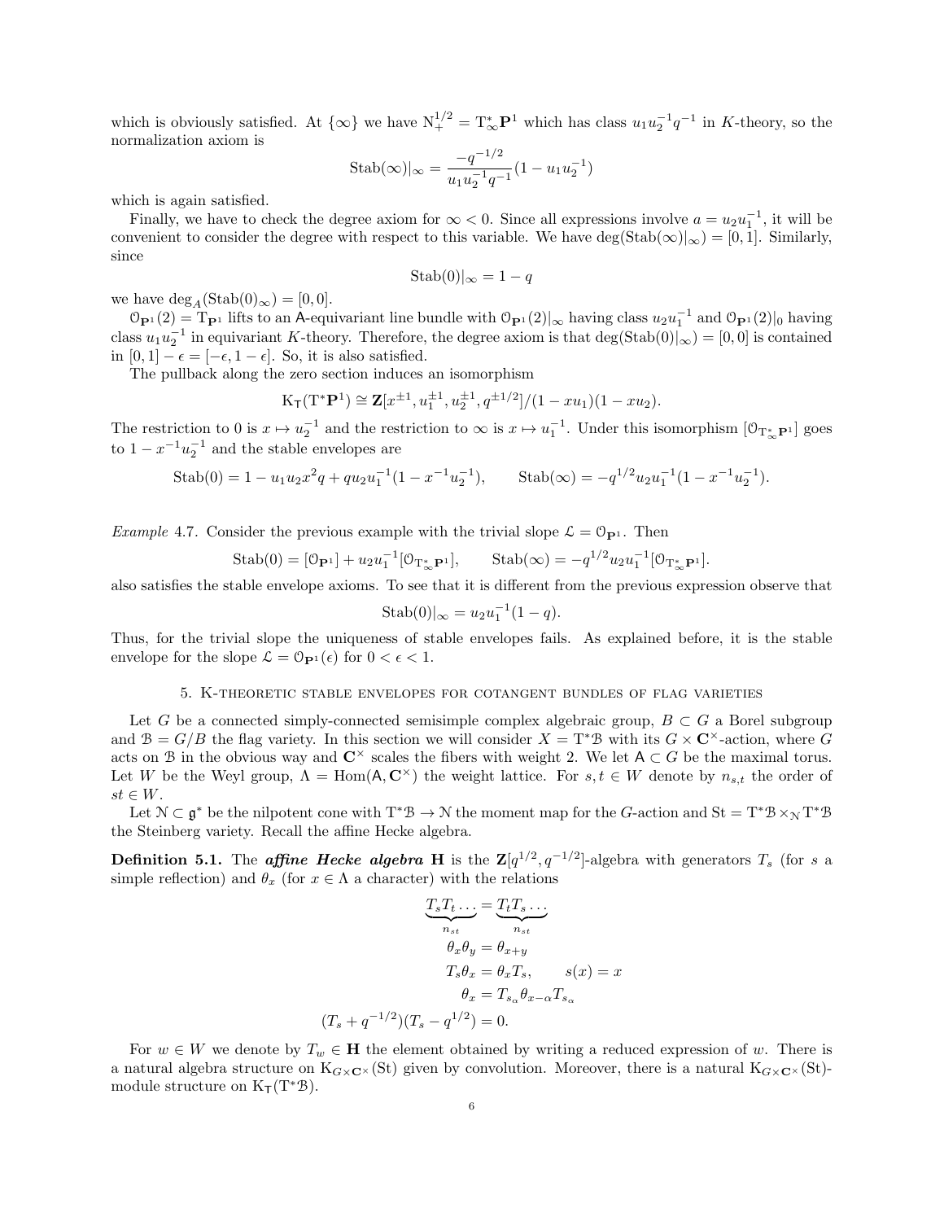which is obviously satisfied. At $\{\infty\}$ we have $\mathrm{N}_+^{1/2} = \mathrm{T}^*_\infty \mathbf{P}^1$ which has class $u_1 u_2^{-1} q^{-1}$ in $K$-theory, so the normalization axiom is

$$\mathrm{Stab}(\infty)|_\infty = \frac{-q^{-1/2}}{u_1 u_2^{-1} q^{-1}}(1 - u_1 u_2^{-1})$$

which is again satisfied.

Finally, we have to check the degree axiom for $\infty < 0$. Since all expressions involve $a = u_2 u_1^{-1}$, it will be convenient to consider the degree with respect to this variable. We have $\deg(\mathrm{Stab}(\infty)|_\infty) = [0,1]$. Similarly, since

$$\mathrm{Stab}(0)|_\infty = 1 - q$$

we have $\deg_A(\mathrm{Stab}(0)_\infty) = [0,0]$.

$\mathcal{O}_{\mathbf{P}^1}(2) = \mathrm{T}_{\mathbf{P}^1}$ lifts to an $\mathsf{A}$-equivariant line bundle with $\mathcal{O}_{\mathbf{P}^1}(2)|_\infty$ having class $u_2 u_1^{-1}$ and $\mathcal{O}_{\mathbf{P}^1}(2)|_0$ having class $u_1 u_2^{-1}$ in equivariant $K$-theory. Therefore, the degree axiom is that $\deg(\mathrm{Stab}(0)|_\infty) = [0,0]$ is contained in $[0,1] - \epsilon = [-\epsilon, 1-\epsilon]$. So, it is also satisfied.

The pullback along the zero section induces an isomorphism

$$\mathrm{K}_{\mathsf{T}}(\mathrm{T}^*\mathbf{P}^1) \cong \mathbf{Z}[x^{\pm 1}, u_1^{\pm 1}, u_2^{\pm 1}, q^{\pm 1/2}]/(1 - xu_1)(1 - xu_2).$$

The restriction to 0 is $x \mapsto u_2^{-1}$ and the restriction to $\infty$ is $x \mapsto u_1^{-1}$. Under this isomorphism $[\mathcal{O}_{\mathrm{T}^*_\infty \mathbf{P}^1}]$ goes to $1 - x^{-1} u_2^{-1}$ and the stable envelopes are

$$\mathrm{Stab}(0) = 1 - u_1 u_2 x^2 q + q u_2 u_1^{-1}(1 - x^{-1} u_2^{-1}), \qquad \mathrm{Stab}(\infty) = -q^{1/2} u_2 u_1^{-1}(1 - x^{-1} u_2^{-1}).$$

*Example* 4.7. Consider the previous example with the trivial slope $\mathcal{L} = \mathcal{O}_{\mathbf{P}^1}$. Then

$$\mathrm{Stab}(0) = [\mathcal{O}_{\mathbf{P}^1}] + u_2 u_1^{-1}[\mathcal{O}_{\mathrm{T}^*_\infty \mathbf{P}^1}], \qquad \mathrm{Stab}(\infty) = -q^{1/2} u_2 u_1^{-1}[\mathcal{O}_{\mathrm{T}^*_\infty \mathbf{P}^1}].$$

also satisfies the stable envelope axioms. To see that it is different from the previous expression observe that

$$\mathrm{Stab}(0)|_\infty = u_2 u_1^{-1}(1 - q).$$

Thus, for the trivial slope the uniqueness of stable envelopes fails. As explained before, it is the stable envelope for the slope $\mathcal{L} = \mathcal{O}_{\mathbf{P}^1}(\epsilon)$ for $0 < \epsilon < 1$.

## 5. K-theoretic stable envelopes for cotangent bundles of flag varieties

Let $G$ be a connected simply-connected semisimple complex algebraic group, $B \subset G$ a Borel subgroup and $\mathcal{B} = G/B$ the flag variety. In this section we will consider $X = \mathrm{T}^*\mathcal{B}$ with its $G \times \mathbf{C}^\times$-action, where $G$ acts on $\mathcal{B}$ in the obvious way and $\mathbf{C}^\times$ scales the fibers with weight 2. We let $\mathsf{A} \subset G$ be the maximal torus. Let $W$ be the Weyl group, $\Lambda = \mathrm{Hom}(\mathsf{A}, \mathbf{C}^\times)$ the weight lattice. For $s, t \in W$ denote by $n_{s,t}$ the order of $st \in W$.

Let $\mathcal{N} \subset \mathfrak{g}^*$ be the nilpotent cone with $\mathrm{T}^*\mathcal{B} \to \mathcal{N}$ the moment map for the $G$-action and $\mathrm{St} = \mathrm{T}^*\mathcal{B} \times_{\mathcal{N}} \mathrm{T}^*\mathcal{B}$ the Steinberg variety. Recall the affine Hecke algebra.

**Definition 5.1.** The ***affine Hecke algebra*** $\mathbf{H}$ is the $\mathbf{Z}[q^{1/2}, q^{-1/2}]$-algebra with generators $T_s$ (for $s$ a simple reflection) and $\theta_x$ (for $x \in \Lambda$ a character) with the relations

$$\begin{aligned}
\underbrace{T_s T_t \dots}_{n_{st}} &= \underbrace{T_t T_s \dots}_{n_{st}} \\
\theta_x \theta_y &= \theta_{x+y} \\
T_s \theta_x &= \theta_x T_s, \qquad s(x) = x \\
\theta_x &= T_{s_\alpha} \theta_{x - \alpha} T_{s_\alpha} \\
(T_s + q^{-1/2})(T_s - q^{1/2}) &= 0.
\end{aligned}$$

For $w \in W$ we denote by $T_w \in \mathbf{H}$ the element obtained by writing a reduced expression of $w$. There is a natural algebra structure on $\mathrm{K}_{G \times \mathbf{C}^\times}(\mathrm{St})$ given by convolution. Moreover, there is a natural $\mathrm{K}_{G \times \mathbf{C}^\times}(\mathrm{St})$-module structure on $\mathrm{K}_{\mathsf{T}}(\mathrm{T}^*\mathcal{B})$.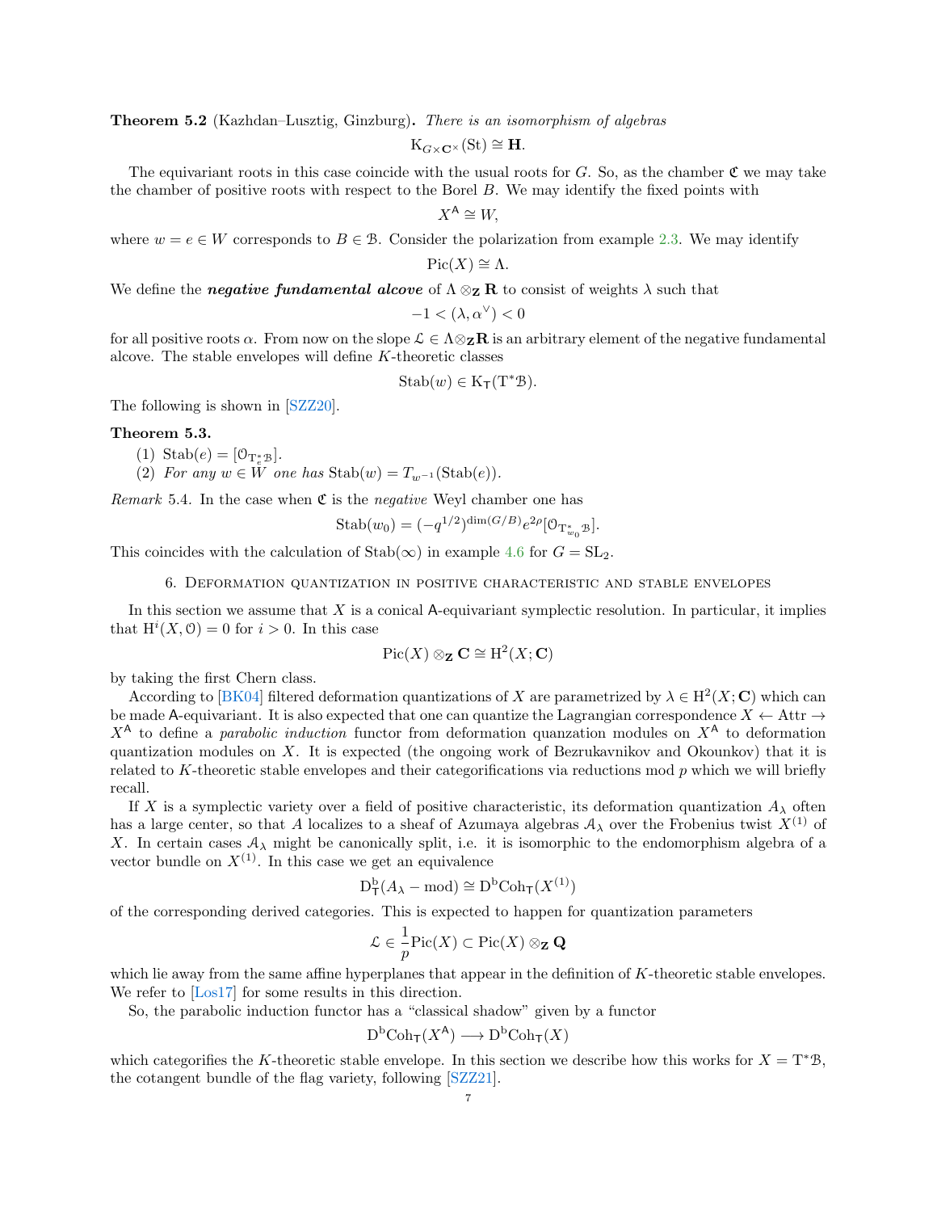**Theorem 5.2** (Kazhdan–Lusztig, Ginzburg)**.** *There is an isomorphism of algebras*

$$\mathrm{K}_{G\times \mathbf{C}^\times}(\mathrm{St}) \cong \mathbf{H}.$$

The equivariant roots in this case coincide with the usual roots for $G$. So, as the chamber $\mathfrak{C}$ we may take the chamber of positive roots with respect to the Borel $B$. We may identify the fixed points with

$$X^{\mathsf{A}} \cong W,$$

where $w = e \in W$ corresponds to $B \in \mathcal{B}$. Consider the polarization from example 2.3. We may identify

$$\mathrm{Pic}(X) \cong \Lambda.$$

We define the ***negative fundamental alcove*** of $\Lambda \otimes_{\mathbf{Z}} \mathbf{R}$ to consist of weights $\lambda$ such that

$$-1 < (\lambda, \alpha^\vee) < 0$$

for all positive roots $\alpha$. From now on the slope $\mathcal{L} \in \Lambda \otimes_{\mathbf{Z}} \mathbf{R}$ is an arbitrary element of the negative fundamental alcove. The stable envelopes will define $K$-theoretic classes

$$\mathrm{Stab}(w) \in \mathrm{K}_{\mathsf{T}}(\mathrm{T}^*\mathcal{B}).$$

The following is shown in [SZZ20].

**Theorem 5.3.**

(1) $\mathrm{Stab}(e) = [\mathcal{O}_{\mathrm{T}^*_e\mathcal{B}}]$.

(2) *For any* $w \in W$ *one has* $\mathrm{Stab}(w) = T_{w^{-1}}(\mathrm{Stab}(e))$.

*Remark* 5.4. In the case when $\mathfrak{C}$ is the *negative* Weyl chamber one has

$$\mathrm{Stab}(w_0) = (-q^{1/2})^{\dim(G/B)} e^{2\rho} [\mathcal{O}_{\mathrm{T}^*_{w_0}\mathcal{B}}].$$

This coincides with the calculation of $\mathrm{Stab}(\infty)$ in example 4.6 for $G = \mathrm{SL}_2$.

## 6. Deformation quantization in positive characteristic and stable envelopes

In this section we assume that $X$ is a conical $\mathsf{A}$-equivariant symplectic resolution. In particular, it implies that $\mathrm{H}^i(X, \mathcal{O}) = 0$ for $i > 0$. In this case

$$\mathrm{Pic}(X) \otimes_{\mathbf{Z}} \mathbf{C} \cong \mathrm{H}^2(X; \mathbf{C})$$

by taking the first Chern class.

According to [BK04] filtered deformation quantizations of $X$ are parametrized by $\lambda \in \mathrm{H}^2(X; \mathbf{C})$ which can be made $\mathsf{A}$-equivariant. It is also expected that one can quantize the Lagrangian correspondence $X \leftarrow \mathrm{Attr} \rightarrow X^{\mathsf{A}}$ to define a *parabolic induction* functor from deformation quanzation modules on $X^{\mathsf{A}}$ to deformation quantization modules on $X$. It is expected (the ongoing work of Bezrukavnikov and Okounkov) that it is related to $K$-theoretic stable envelopes and their categorifications via reductions mod $p$ which we will briefly recall.

If $X$ is a symplectic variety over a field of positive characteristic, its deformation quantization $A_\lambda$ often has a large center, so that $A$ localizes to a sheaf of Azumaya algebras $\mathcal{A}_\lambda$ over the Frobenius twist $X^{(1)}$ of $X$. In certain cases $\mathcal{A}_\lambda$ might be canonically split, i.e. it is isomorphic to the endomorphism algebra of a vector bundle on $X^{(1)}$. In this case we get an equivalence

$$\mathrm{D}^{\mathrm{b}}_{\mathsf{T}}(A_\lambda - \mathrm{mod}) \cong \mathrm{D}^{\mathrm{b}}\mathrm{Coh}_{\mathsf{T}}(X^{(1)})$$

of the corresponding derived categories. This is expected to happen for quantization parameters

$$\mathcal{L} \in \frac{1}{p}\mathrm{Pic}(X) \subset \mathrm{Pic}(X) \otimes_{\mathbf{Z}} \mathbf{Q}$$

which lie away from the same affine hyperplanes that appear in the definition of $K$-theoretic stable envelopes. We refer to [Los17] for some results in this direction.

So, the parabolic induction functor has a "classical shadow" given by a functor

$$\mathrm{D}^{\mathrm{b}}\mathrm{Coh}_{\mathsf{T}}(X^{\mathsf{A}}) \longrightarrow \mathrm{D}^{\mathrm{b}}\mathrm{Coh}_{\mathsf{T}}(X)$$

which categorifies the $K$-theoretic stable envelope. In this section we describe how this works for $X = \mathrm{T}^*\mathcal{B}$, the cotangent bundle of the flag variety, following [SZZ21].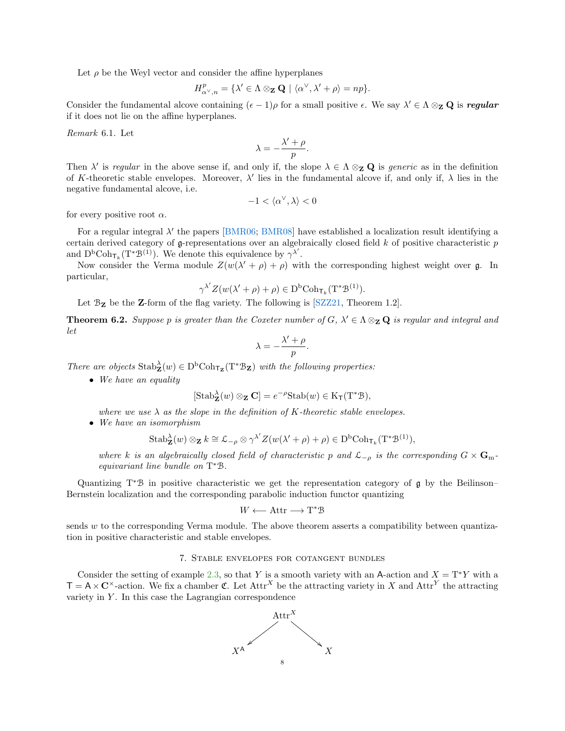Let $\rho$ be the Weyl vector and consider the affine hyperplanes

$$H^p_{\alpha^\vee,n} = \{\lambda' \in \Lambda \otimes_{\mathbf{Z}} \mathbf{Q} \mid \langle \alpha^\vee, \lambda' + \rho\rangle = np\}.$$

Consider the fundamental alcove containing $(\epsilon - 1)\rho$ for a small positive $\epsilon$. We say $\lambda' \in \Lambda \otimes_{\mathbf{Z}} \mathbf{Q}$ is ***regular*** if it does not lie on the affine hyperplanes.

*Remark* 6.1. Let

$$\lambda = -\frac{\lambda' + \rho}{p}.$$

Then $\lambda'$ is *regular* in the above sense if, and only if, the slope $\lambda \in \Lambda \otimes_{\mathbf{Z}} \mathbf{Q}$ is *generic* as in the definition of $K$-theoretic stable envelopes. Moreover, $\lambda'$ lies in the fundamental alcove if, and only if, $\lambda$ lies in the negative fundamental alcove, i.e.

$$-1 < \langle \alpha^\vee, \lambda\rangle < 0$$

for every positive root $\alpha$.

For a regular integral $\lambda'$ the papers [BMR06; BMR08] have established a localization result identifying a certain derived category of $\mathfrak{g}$-representations over an algebraically closed field $k$ of positive characteristic $p$ and $\mathrm{D^bCoh}_{\mathsf{T}_k}(\mathrm{T}^*\mathcal{B}^{(1)})$. We denote this equivalence by $\gamma^{\lambda'}$.

Now consider the Verma module $Z(w(\lambda' + \rho) + \rho)$ with the corresponding highest weight over $\mathfrak{g}$. In particular,

$$\gamma^{\lambda'} Z(w(\lambda' + \rho) + \rho) \in \mathrm{D^bCoh}_{\mathsf{T}_k}(\mathrm{T}^*\mathcal{B}^{(1)}).$$

Let $\mathcal{B}_{\mathbf{Z}}$ be the $\mathbf{Z}$-form of the flag variety. The following is [SZZ21, Theorem 1.2].

**Theorem 6.2.** *Suppose $p$ is greater than the Coxeter number of $G$, $\lambda' \in \Lambda \otimes_{\mathbf{Z}} \mathbf{Q}$ is regular and integral and let*

$$\lambda = -\frac{\lambda' + \rho}{p}.$$

*There are objects $\mathrm{Stab}^\lambda_{\mathbf{Z}}(w) \in \mathrm{D^bCoh}_{\mathsf{T}_{\mathbf{Z}}}(\mathrm{T}^*\mathcal{B}_{\mathbf{Z}})$ with the following properties:*

- *We have an equality*

$$[\mathrm{Stab}^\lambda_{\mathbf{Z}}(w) \otimes_{\mathbf{Z}} \mathbf{C}] = e^{-\rho}\mathrm{Stab}(w) \in \mathrm{K}_{\mathsf{T}}(\mathrm{T}^*\mathcal{B}),$$

  *where we use $\lambda$ as the slope in the definition of $K$-theoretic stable envelopes.*

- *We have an isomorphism*

$$\mathrm{Stab}^\lambda_{\mathbf{Z}}(w) \otimes_{\mathbf{Z}} k \cong \mathcal{L}_{-\rho} \otimes \gamma^{\lambda'} Z(w(\lambda' + \rho) + \rho) \in \mathrm{D^bCoh}_{\mathsf{T}_k}(\mathrm{T}^*\mathcal{B}^{(1)}),$$

  *where $k$ is an algebraically closed field of characteristic $p$ and $\mathcal{L}_{-\rho}$ is the corresponding $G \times \mathbf{G}_{\mathrm{m}}$-equivariant line bundle on $\mathrm{T}^*\mathcal{B}$.*

Quantizing $\mathrm{T}^*\mathcal{B}$ in positive characteristic we get the representation category of $\mathfrak{g}$ by the Beilinson–Bernstein localization and the corresponding parabolic induction functor quantizing

$$W \longleftarrow \mathrm{Attr} \longrightarrow \mathrm{T}^*\mathcal{B}$$

sends $w$ to the corresponding Verma module. The above theorem asserts a compatibility between quantization in positive characteristic and stable envelopes.

## 7. Stable envelopes for cotangent bundles

Consider the setting of example 2.3, so that $Y$ is a smooth variety with an $\mathsf{A}$-action and $X = \mathrm{T}^*Y$ with a $\mathsf{T} = \mathsf{A} \times \mathbf{C}^\times$-action. We fix a chamber $\mathfrak{C}$. Let $\mathrm{Attr}^X$ be the attracting variety in $X$ and $\mathrm{Attr}^Y$ the attracting variety in $Y$. In this case the Lagrangian correspondence

$$X^{\mathsf{A}} \longleftarrow \mathrm{Attr}^X \longrightarrow X$$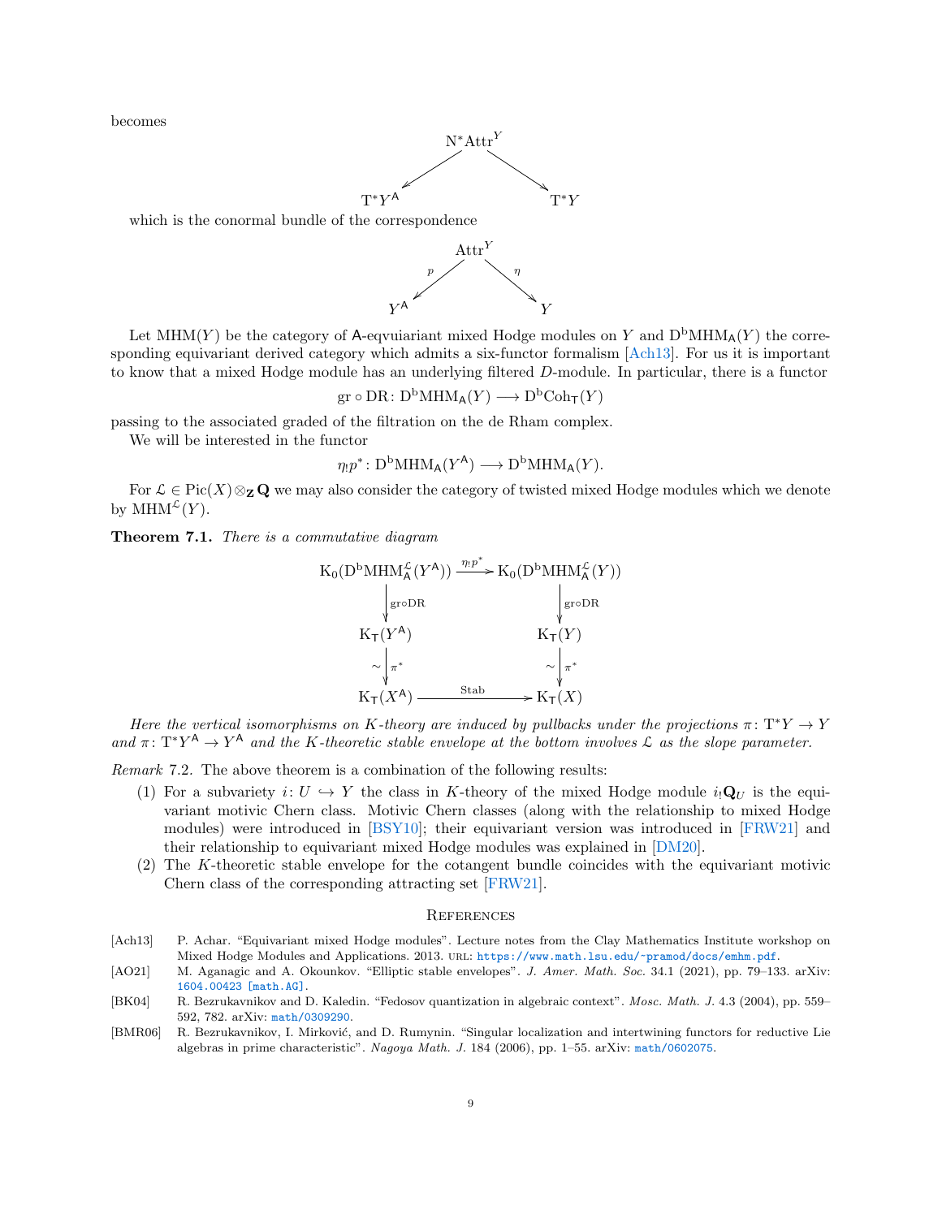becomes

$$\begin{array}{ccc} & \mathrm{N}^*\mathrm{Attr}^Y & \\ \swarrow & & \searrow \\ \mathrm{T}^*Y^{\mathsf{A}} & & \mathrm{T}^*Y \end{array}$$

which is the conormal bundle of the correspondence

$$\begin{array}{ccc} & \mathrm{Attr}^Y & \\ {\scriptstyle p}\swarrow & & \searrow{\scriptstyle \eta} \\ Y^{\mathsf{A}} & & Y \end{array}$$

Let $\mathrm{MHM}(Y)$ be the category of $\mathsf{A}$-eqvuiariant mixed Hodge modules on $Y$ and $\mathrm{D^bMHM}_{\mathsf{A}}(Y)$ the corresponding equivariant derived category which admits a six-functor formalism [Ach13]. For us it is important to know that a mixed Hodge module has an underlying filtered $D$-module. In particular, there is a functor

$$\mathrm{gr} \circ \mathrm{DR} \colon \mathrm{D^bMHM}_{\mathsf{A}}(Y) \longrightarrow \mathrm{D^bCoh}_{\mathsf{T}}(Y)$$

passing to the associated graded of the filtration on the de Rham complex.

We will be interested in the functor

$$\eta_! p^* \colon \mathrm{D^bMHM}_{\mathsf{A}}(Y^{\mathsf{A}}) \longrightarrow \mathrm{D^bMHM}_{\mathsf{A}}(Y).$$

For $\mathcal{L} \in \mathrm{Pic}(X) \otimes_{\mathbf{Z}} \mathbf{Q}$ we may also consider the category of twisted mixed Hodge modules which we denote by $\mathrm{MHM}^{\mathcal{L}}(Y)$.

**Theorem 7.1.** *There is a commutative diagram*

$$\begin{array}{ccc} \mathrm{K}_0(\mathrm{D^bMHM}^{\mathcal{L}}_{\mathsf{A}}(Y^{\mathsf{A}})) & \xrightarrow{\eta_! p^*} & \mathrm{K}_0(\mathrm{D^bMHM}^{\mathcal{L}}_{\mathsf{A}}(Y)) \\ \downarrow{\scriptstyle \mathrm{gr}\circ\mathrm{DR}} & & \downarrow{\scriptstyle \mathrm{gr}\circ\mathrm{DR}} \\ \mathrm{K}_{\mathsf{T}}(Y^{\mathsf{A}}) & & \mathrm{K}_{\mathsf{T}}(Y) \\ \sim\downarrow{\scriptstyle \pi^*} & & \sim\downarrow{\scriptstyle \pi^*} \\ \mathrm{K}_{\mathsf{T}}(X^{\mathsf{A}}) & \xrightarrow{\mathrm{Stab}} & \mathrm{K}_{\mathsf{T}}(X) \end{array}$$

*Here the vertical isomorphisms on K-theory are induced by pullbacks under the projections $\pi\colon \mathrm{T}^*Y \to Y$ and $\pi\colon \mathrm{T}^*Y^{\mathsf{A}} \to Y^{\mathsf{A}}$ and the K-theoretic stable envelope at the bottom involves $\mathcal{L}$ as the slope parameter.*

*Remark* 7.2. The above theorem is a combination of the following results:

1. For a subvariety $i\colon U \hookrightarrow Y$ the class in $K$-theory of the mixed Hodge module $i_!\mathbf{Q}_U$ is the equivariant motivic Chern class. Motivic Chern classes (along with the relationship to mixed Hodge modules) were introduced in [BSY10]; their equivariant version was introduced in [FRW21] and their relationship to equivariant mixed Hodge modules was explained in [DM20].
2. The $K$-theoretic stable envelope for the cotangent bundle coincides with the equivariant motivic Chern class of the corresponding attracting set [FRW21].

## References

- [Ach13] P. Achar. "Equivariant mixed Hodge modules". Lecture notes from the Clay Mathematics Institute workshop on Mixed Hodge Modules and Applications. 2013. URL: https://www.math.lsu.edu/~pramod/docs/emhm.pdf.
- [AO21] M. Aganagic and A. Okounkov. "Elliptic stable envelopes". *J. Amer. Math. Soc.* 34.1 (2021), pp. 79–133. arXiv: 1604.00423 [math.AG].
- [BK04] R. Bezrukavnikov and D. Kaledin. "Fedosov quantization in algebraic context". *Mosc. Math. J.* 4.3 (2004), pp. 559–592, 782. arXiv: math/0309290.
- [BMR06] R. Bezrukavnikov, I. Mirković, and D. Rumynin. "Singular localization and intertwining functors for reductive Lie algebras in prime characteristic". *Nagoya Math. J.* 184 (2006), pp. 1–55. arXiv: math/0602075.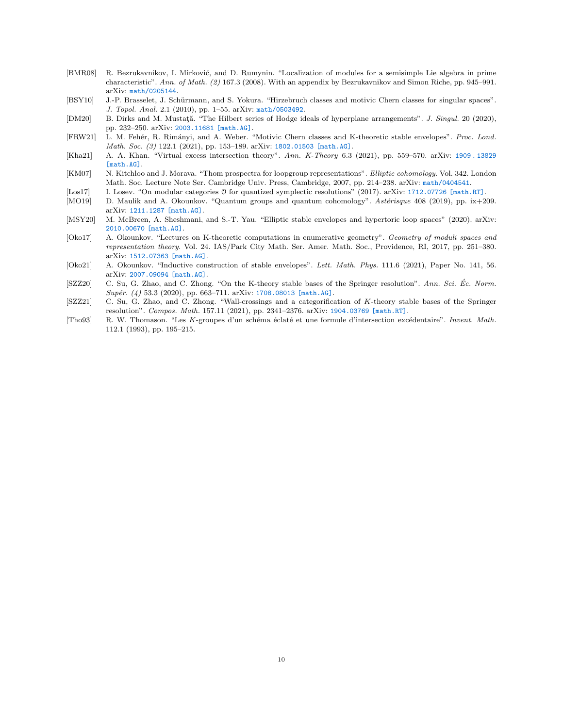[BMR08] R. Bezrukavnikov, I. Mirković, and D. Rumynin. “Localization of modules for a semisimple Lie algebra in prime characteristic”. *Ann. of Math. (2)* 167.3 (2008). With an appendix by Bezrukavnikov and Simon Riche, pp. 945–991. arXiv: math/0205144.

[BSY10] J.-P. Brasselet, J. Schürmann, and S. Yokura. “Hirzebruch classes and motivic Chern classes for singular spaces”. *J. Topol. Anal.* 2.1 (2010), pp. 1–55. arXiv: math/0503492.

[DM20] B. Dirks and M. Mustaţă. “The Hilbert series of Hodge ideals of hyperplane arrangements”. *J. Singul.* 20 (2020), pp. 232–250. arXiv: 2003.11681 [math.AG].

[FRW21] L. M. Fehér, R. Rimányi, and A. Weber. “Motivic Chern classes and K-theoretic stable envelopes”. *Proc. Lond. Math. Soc. (3)* 122.1 (2021), pp. 153–189. arXiv: 1802.01503 [math.AG].

[Kha21] A. A. Khan. “Virtual excess intersection theory”. *Ann. K-Theory* 6.3 (2021), pp. 559–570. arXiv: 1909.13829 [math.AG].

[KM07] N. Kitchloo and J. Morava. “Thom prospectra for loopgroup representations”. *Elliptic cohomology.* Vol. 342. London Math. Soc. Lecture Note Ser. Cambridge Univ. Press, Cambridge, 2007, pp. 214–238. arXiv: math/0404541.

[Los17] I. Losev. “On modular categories $\mathcal{O}$ for quantized symplectic resolutions” (2017). arXiv: 1712.07726 [math.RT].

[MO19] D. Maulik and A. Okounkov. “Quantum groups and quantum cohomology”. *Astérisque* 408 (2019), pp. ix+209. arXiv: 1211.1287 [math.AG].

[MSY20] M. McBreen, A. Sheshmani, and S.-T. Yau. “Elliptic stable envelopes and hypertoric loop spaces” (2020). arXiv: 2010.00670 [math.AG].

[Oko17] A. Okounkov. “Lectures on K-theoretic computations in enumerative geometry”. *Geometry of moduli spaces and representation theory.* Vol. 24. IAS/Park City Math. Ser. Amer. Math. Soc., Providence, RI, 2017, pp. 251–380. arXiv: 1512.07363 [math.AG].

[Oko21] A. Okounkov. “Inductive construction of stable envelopes”. *Lett. Math. Phys.* 111.6 (2021), Paper No. 141, 56. arXiv: 2007.09094 [math.AG].

[SZZ20] C. Su, G. Zhao, and C. Zhong. “On the K-theory stable bases of the Springer resolution”. *Ann. Sci. Éc. Norm. Supér. (4)* 53.3 (2020), pp. 663–711. arXiv: 1708.08013 [math.AG].

[SZZ21] C. Su, G. Zhao, and C. Zhong. “Wall-crossings and a categorification of $K$-theory stable bases of the Springer resolution”. *Compos. Math.* 157.11 (2021), pp. 2341–2376. arXiv: 1904.03769 [math.RT].

[Tho93] R. W. Thomason. “Les $K$-groupes d’un schéma éclaté et une formule d’intersection excédentaire”. *Invent. Math.* 112.1 (1993), pp. 195–215.